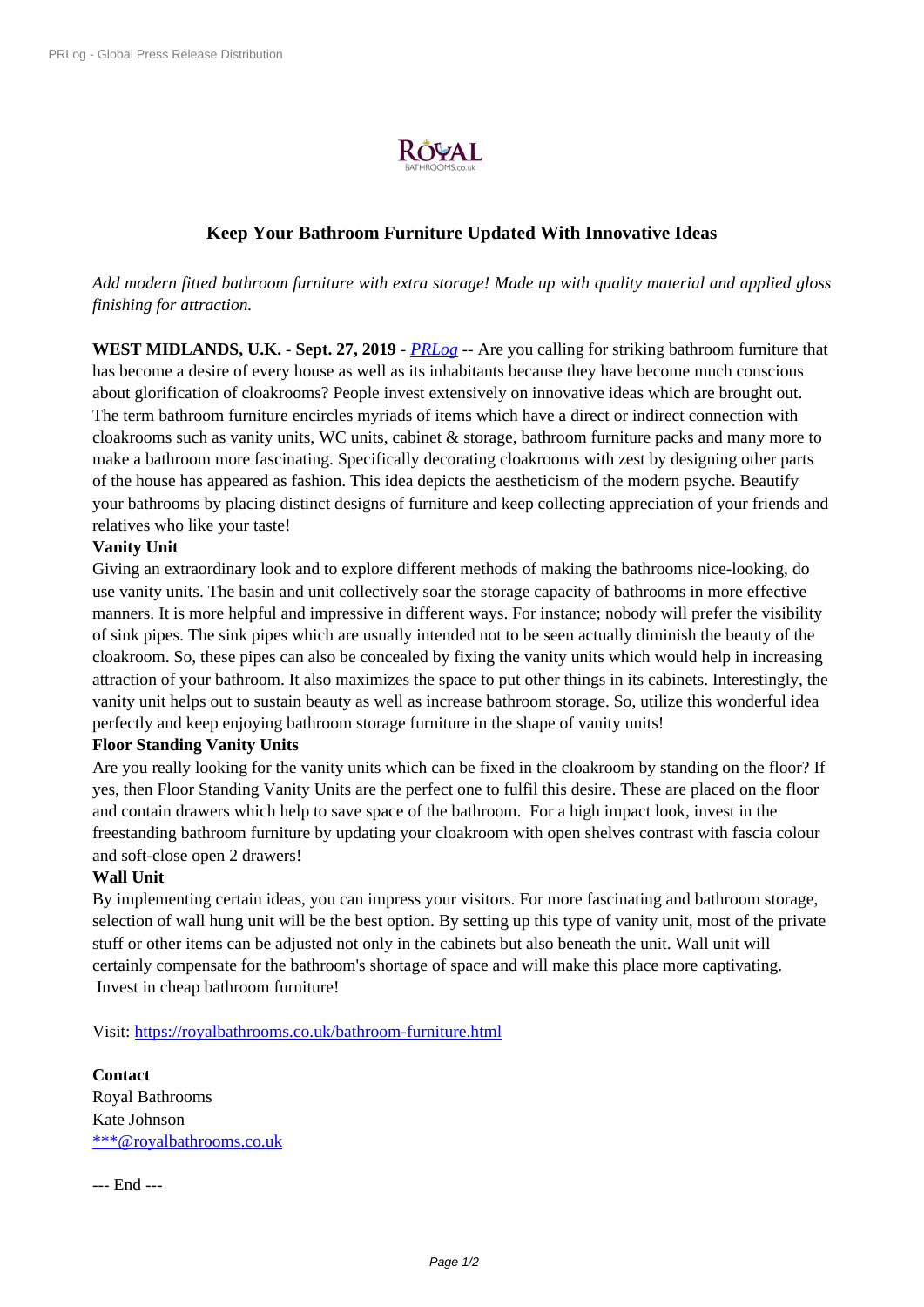# Keep Your Bathroom Furniture Updated With Innovative Ideas

*Add modern fitted bathroom furniture with extra storage! Made up with quality material and applied gloss finishing for attraction.*

**WEST MIDLANDS, U.K.** - **Sept. 27, 2019** - *PRLog* -- Are you calling for striking bathroom furniture that has become a desire of every house as well as its inhabitants because they have become much conscious about glorification of cloakrooms? People invest extensively on innovative ideas which are brought out. The term bathroom furniture encircles myriads of items which have a direct or indirect connection with cloakrooms such as vanity units, WC units, cabinet & storage, bathroom furniture packs and many more to make a bathroom more fascinating. Specifically decorating cloakrooms with zest by designing other parts of the house has appeared as fashion. This idea depicts the aestheticism of the modern psyche. Beautify your bathrooms by placing distinct designs of furniture and keep collecting appreciation of your friends and relatives who like your taste!

**Vanity Unit**

Giving an extraordinary look and to explore different methods of making the bathrooms nice-looking, do use vanity units. The basin and unit collectively soar the storage capacity of bathrooms in more effective manners. It is more helpful and impressive in different ways. For instance; nobody will prefer the visibility of sink pipes. The sink pipes which are usually intended not to be seen actually diminish the beauty of the cloakroom. So, these pipes can also be concealed by fixing the vanity units which would help in increasing attraction of your bathroom. It also maximizes the space to put other things in its cabinets. Interestingly, the vanity unit helps out to sustain beauty as well as increase bathroom storage. So, utilize this wonderful idea perfectly and keep enjoying bathroom storage furniture in the shape of vanity units!

**Floor Standing Vanity Units**

Are you really looking for the vanity units which can be fixed in the cloakroom by standing on the floor? If yes, then Floor Standing Vanity Units are the perfect one to fulfil this desire. These are placed on the floor and contain drawers which help to save space of the bathroom. For a high impact look, invest in the freestanding bathroom furniture by updating your cloakroom with open shelves contrast with fascia colour and soft-close open 2 drawers!

**Wall Unit**

By implementing certain ideas, you can impress your visitors. For more fascinating and bathroom storage, selection of wall hung unit will be the best option. By setting up this type of vanity unit, most of the private stuff or other items can be adjusted not only in the cabinets but also beneath the unit. Wall unit will certainly compensate for the bathroom's shortage of space and will make this place more captivating. Invest in cheap bathroom furniture!

Visit: https://royalbathrooms.co.uk/bathroom-furniture.html

**Contact**

Royal Bathrooms
Kate Johnson
***@royalbathrooms.co.uk

--- End ---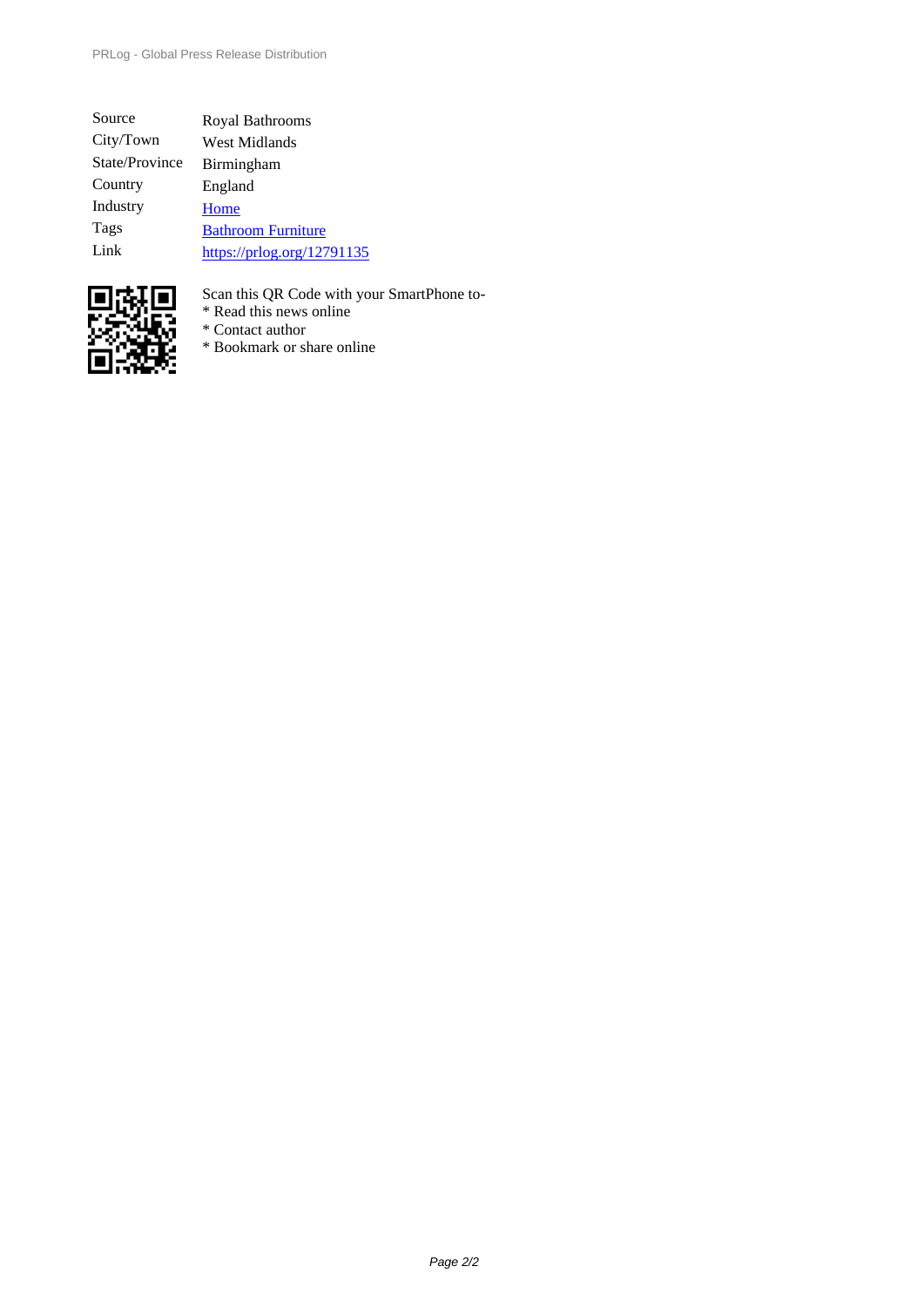| | |
|---|---|
| Source | Royal Bathrooms |
| City/Town | West Midlands |
| State/Province | Birmingham |
| Country | England |
| Industry | Home |
| Tags | Bathroom Furniture |
| Link | https://prlog.org/12791135 |

Scan this QR Code with your SmartPhone to-
* Read this news online
* Contact author
* Bookmark or share online